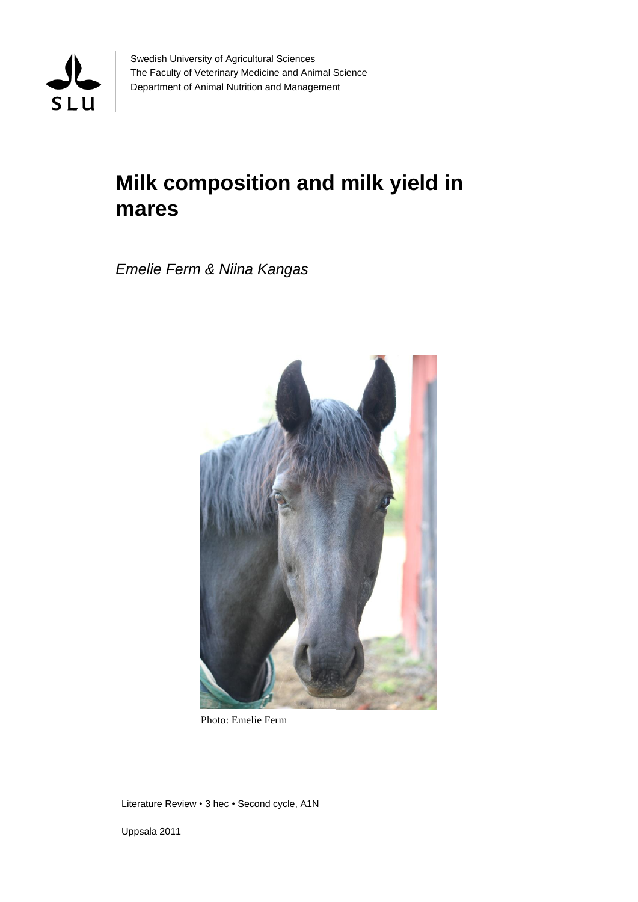Swedish University of Agricultural Sciences
The Faculty of Veterinary Medicine and Animal Science
Department of Animal Nutrition and Management

# Milk composition and milk yield in mares

*Emelie Ferm & Niina Kangas*

Photo: Emelie Ferm

Literature Review • 3 hec • Second cycle, A1N

Uppsala 2011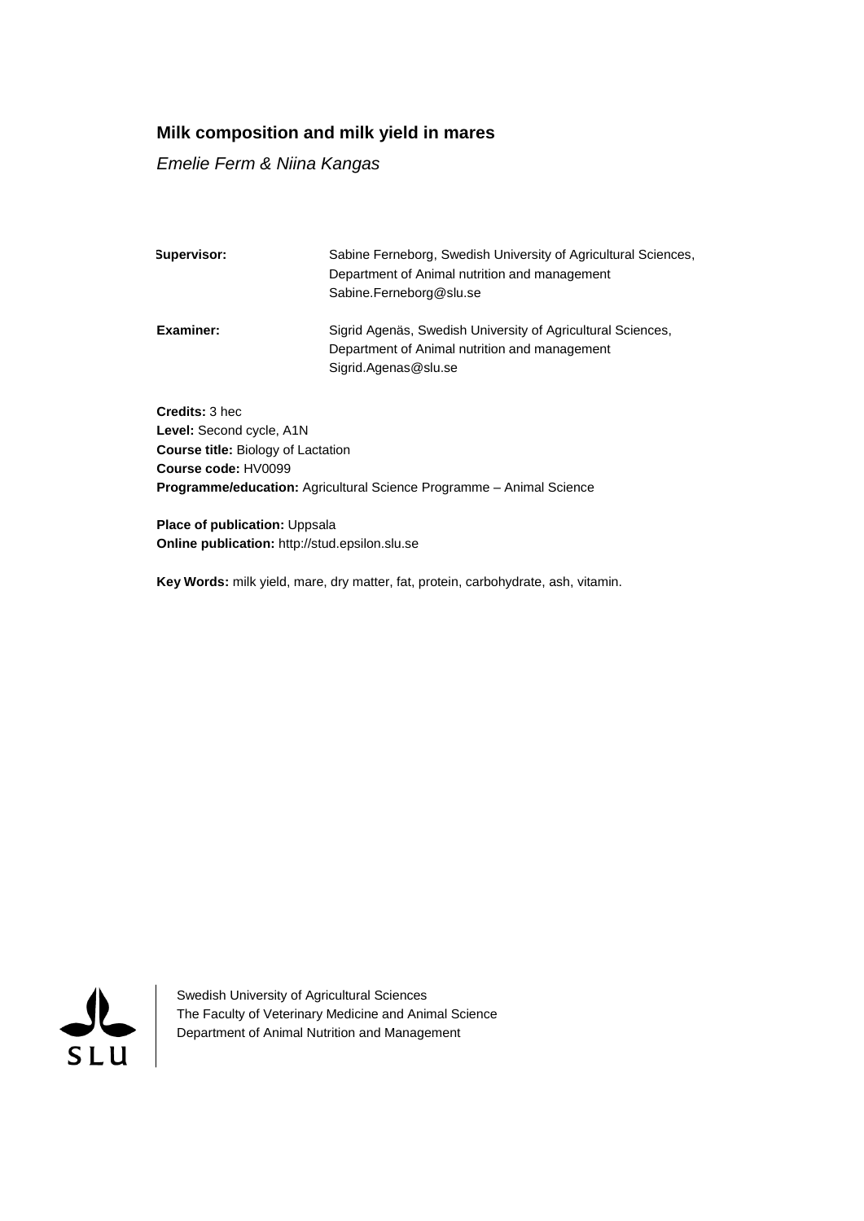**Milk composition and milk yield in mares**

*Emelie Ferm & Niina Kangas*

| | |
|---|---|
| **Supervisor:** | Sabine Ferneborg, Swedish University of Agricultural Sciences, Department of Animal nutrition and management Sabine.Ferneborg@slu.se |
| **Examiner:** | Sigrid Agenäs, Swedish University of Agricultural Sciences, Department of Animal nutrition and management Sigrid.Agenas@slu.se |

**Credits:** 3 hec
**Level:** Second cycle, A1N
**Course title:** Biology of Lactation
**Course code:** HV0099
**Programme/education:** Agricultural Science Programme – Animal Science

**Place of publication:** Uppsala
**Online publication:** http://stud.epsilon.slu.se

**Key Words:** milk yield, mare, dry matter, fat, protein, carbohydrate, ash, vitamin.

Swedish University of Agricultural Sciences
The Faculty of Veterinary Medicine and Animal Science
Department of Animal Nutrition and Management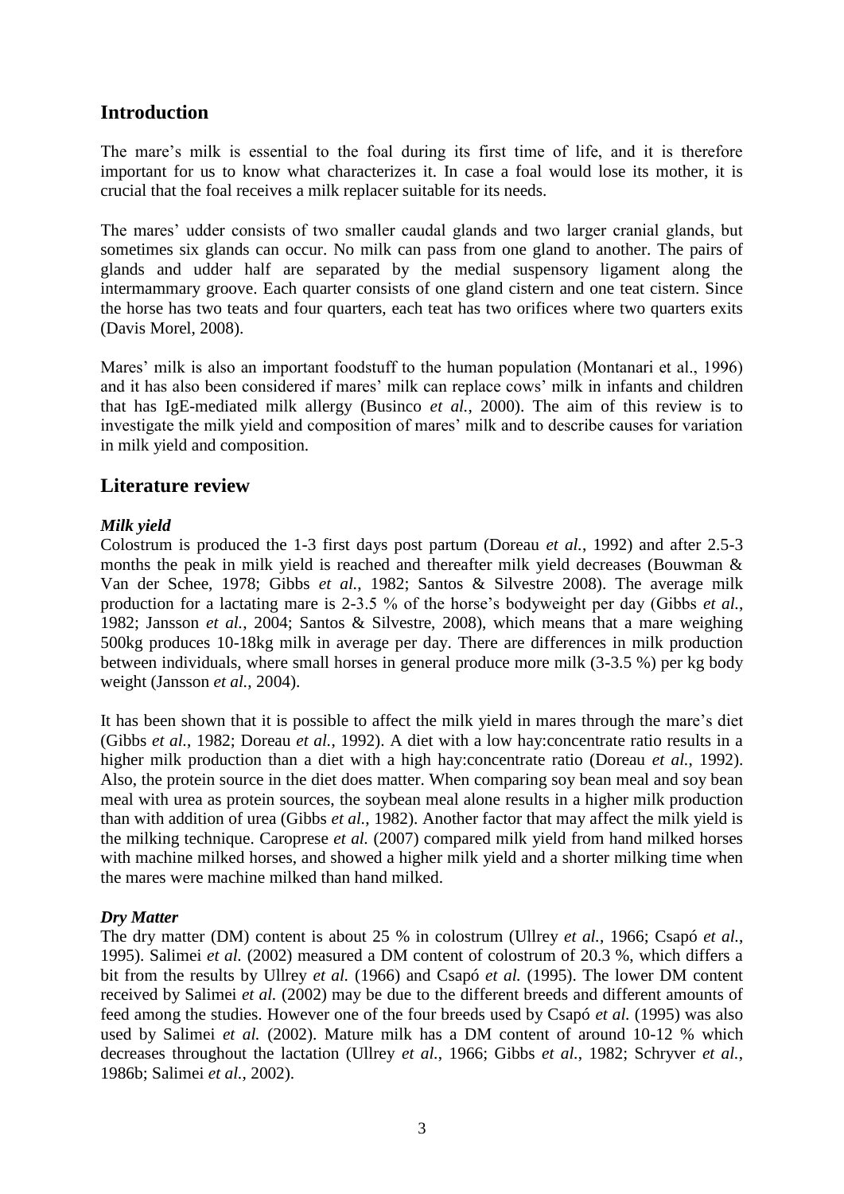## Introduction

The mare's milk is essential to the foal during its first time of life, and it is therefore important for us to know what characterizes it. In case a foal would lose its mother, it is crucial that the foal receives a milk replacer suitable for its needs.

The mares' udder consists of two smaller caudal glands and two larger cranial glands, but sometimes six glands can occur. No milk can pass from one gland to another. The pairs of glands and udder half are separated by the medial suspensory ligament along the intermammary groove. Each quarter consists of one gland cistern and one teat cistern. Since the horse has two teats and four quarters, each teat has two orifices where two quarters exits (Davis Morel, 2008).

Mares' milk is also an important foodstuff to the human population (Montanari et al., 1996) and it has also been considered if mares' milk can replace cows' milk in infants and children that has IgE-mediated milk allergy (Businco *et al.*, 2000). The aim of this review is to investigate the milk yield and composition of mares' milk and to describe causes for variation in milk yield and composition.

## Literature review

### *Milk yield*

Colostrum is produced the 1-3 first days post partum (Doreau *et al.*, 1992) and after 2.5-3 months the peak in milk yield is reached and thereafter milk yield decreases (Bouwman & Van der Schee, 1978; Gibbs *et al.*, 1982; Santos & Silvestre 2008). The average milk production for a lactating mare is 2-3.5 % of the horse's bodyweight per day (Gibbs *et al.*, 1982; Jansson *et al.*, 2004; Santos & Silvestre, 2008), which means that a mare weighing 500kg produces 10-18kg milk in average per day. There are differences in milk production between individuals, where small horses in general produce more milk (3-3.5 %) per kg body weight (Jansson *et al.*, 2004).

It has been shown that it is possible to affect the milk yield in mares through the mare's diet (Gibbs *et al.*, 1982; Doreau *et al.*, 1992). A diet with a low hay:concentrate ratio results in a higher milk production than a diet with a high hay:concentrate ratio (Doreau *et al.*, 1992). Also, the protein source in the diet does matter. When comparing soy bean meal and soy bean meal with urea as protein sources, the soybean meal alone results in a higher milk production than with addition of urea (Gibbs *et al.*, 1982). Another factor that may affect the milk yield is the milking technique. Caroprese *et al.* (2007) compared milk yield from hand milked horses with machine milked horses, and showed a higher milk yield and a shorter milking time when the mares were machine milked than hand milked.

### *Dry Matter*

The dry matter (DM) content is about 25 % in colostrum (Ullrey *et al.*, 1966; Csapó *et al.*, 1995). Salimei *et al.* (2002) measured a DM content of colostrum of 20.3 %, which differs a bit from the results by Ullrey *et al.* (1966) and Csapó *et al.* (1995). The lower DM content received by Salimei *et al.* (2002) may be due to the different breeds and different amounts of feed among the studies. However one of the four breeds used by Csapó *et al.* (1995) was also used by Salimei *et al.* (2002). Mature milk has a DM content of around 10-12 % which decreases throughout the lactation (Ullrey *et al.*, 1966; Gibbs *et al.*, 1982; Schryver *et al.*, 1986b; Salimei *et al.*, 2002).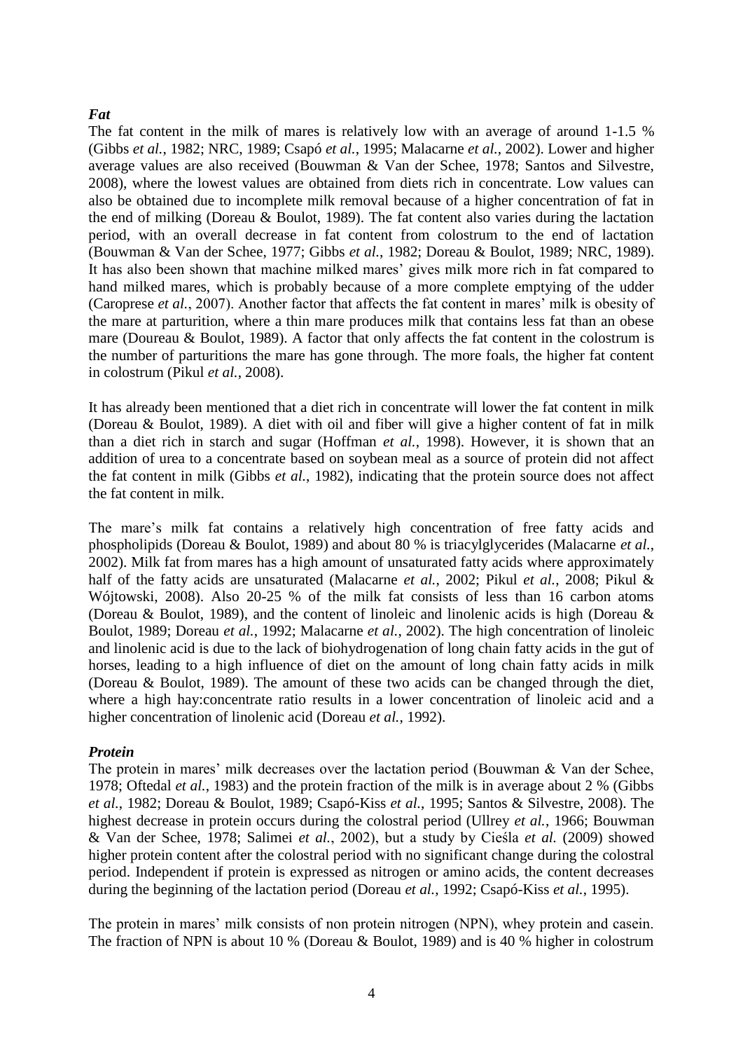### *Fat*

The fat content in the milk of mares is relatively low with an average of around 1-1.5 % (Gibbs *et al.*, 1982; NRC, 1989; Csapó *et al.*, 1995; Malacarne *et al.*, 2002). Lower and higher average values are also received (Bouwman & Van der Schee, 1978; Santos and Silvestre, 2008), where the lowest values are obtained from diets rich in concentrate. Low values can also be obtained due to incomplete milk removal because of a higher concentration of fat in the end of milking (Doreau & Boulot, 1989). The fat content also varies during the lactation period, with an overall decrease in fat content from colostrum to the end of lactation (Bouwman & Van der Schee, 1977; Gibbs *et al.*, 1982; Doreau & Boulot, 1989; NRC, 1989). It has also been shown that machine milked mares' gives milk more rich in fat compared to hand milked mares, which is probably because of a more complete emptying of the udder (Caroprese *et al.*, 2007). Another factor that affects the fat content in mares' milk is obesity of the mare at parturition, where a thin mare produces milk that contains less fat than an obese mare (Doureau & Boulot, 1989). A factor that only affects the fat content in the colostrum is the number of parturitions the mare has gone through. The more foals, the higher fat content in colostrum (Pikul *et al.*, 2008).

It has already been mentioned that a diet rich in concentrate will lower the fat content in milk (Doreau & Boulot, 1989). A diet with oil and fiber will give a higher content of fat in milk than a diet rich in starch and sugar (Hoffman *et al.*, 1998). However, it is shown that an addition of urea to a concentrate based on soybean meal as a source of protein did not affect the fat content in milk (Gibbs *et al.*, 1982), indicating that the protein source does not affect the fat content in milk.

The mare's milk fat contains a relatively high concentration of free fatty acids and phospholipids (Doreau & Boulot, 1989) and about 80 % is triacylglycerides (Malacarne *et al.*, 2002). Milk fat from mares has a high amount of unsaturated fatty acids where approximately half of the fatty acids are unsaturated (Malacarne *et al.*, 2002; Pikul *et al.*, 2008; Pikul & Wójtowski, 2008). Also 20-25 % of the milk fat consists of less than 16 carbon atoms (Doreau & Boulot, 1989), and the content of linoleic and linolenic acids is high (Doreau & Boulot, 1989; Doreau *et al.*, 1992; Malacarne *et al.*, 2002). The high concentration of linoleic and linolenic acid is due to the lack of biohydrogenation of long chain fatty acids in the gut of horses, leading to a high influence of diet on the amount of long chain fatty acids in milk (Doreau & Boulot, 1989). The amount of these two acids can be changed through the diet, where a high hay:concentrate ratio results in a lower concentration of linoleic acid and a higher concentration of linolenic acid (Doreau *et al.*, 1992).

### *Protein*

The protein in mares' milk decreases over the lactation period (Bouwman & Van der Schee, 1978; Oftedal *et al.*, 1983) and the protein fraction of the milk is in average about 2 % (Gibbs *et al.*, 1982; Doreau & Boulot, 1989; Csapó-Kiss *et al.*, 1995; Santos & Silvestre, 2008). The highest decrease in protein occurs during the colostral period (Ullrey *et al.*, 1966; Bouwman & Van der Schee, 1978; Salimei *et al.*, 2002), but a study by Cieśla *et al.* (2009) showed higher protein content after the colostral period with no significant change during the colostral period. Independent if protein is expressed as nitrogen or amino acids, the content decreases during the beginning of the lactation period (Doreau *et al.*, 1992; Csapó-Kiss *et al.*, 1995).

The protein in mares' milk consists of non protein nitrogen (NPN), whey protein and casein. The fraction of NPN is about 10 % (Doreau & Boulot, 1989) and is 40 % higher in colostrum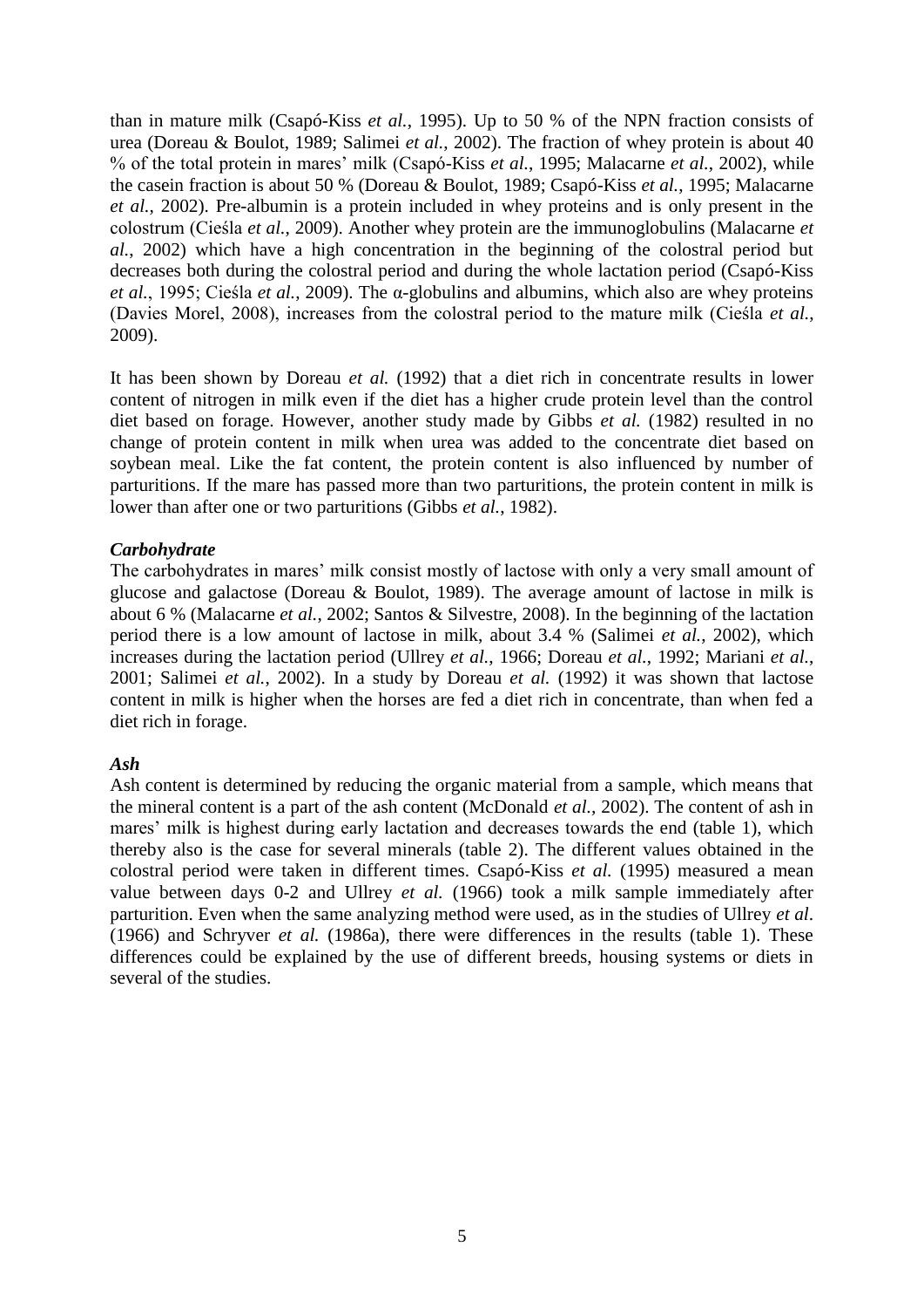than in mature milk (Csapó-Kiss *et al.*, 1995). Up to 50 % of the NPN fraction consists of urea (Doreau & Boulot, 1989; Salimei *et al.*, 2002). The fraction of whey protein is about 40 % of the total protein in mares' milk (Csapó-Kiss *et al.*, 1995; Malacarne *et al.*, 2002), while the casein fraction is about 50 % (Doreau & Boulot, 1989; Csapó-Kiss *et al.*, 1995; Malacarne *et al.*, 2002). Pre-albumin is a protein included in whey proteins and is only present in the colostrum (Cieśla *et al.*, 2009). Another whey protein are the immunoglobulins (Malacarne *et al.*, 2002) which have a high concentration in the beginning of the colostral period but decreases both during the colostral period and during the whole lactation period (Csapó-Kiss *et al.*, 1995; Cieśla *et al.*, 2009). The α-globulins and albumins, which also are whey proteins (Davies Morel, 2008), increases from the colostral period to the mature milk (Cieśla *et al.*, 2009).

It has been shown by Doreau *et al.* (1992) that a diet rich in concentrate results in lower content of nitrogen in milk even if the diet has a higher crude protein level than the control diet based on forage. However, another study made by Gibbs *et al.* (1982) resulted in no change of protein content in milk when urea was added to the concentrate diet based on soybean meal. Like the fat content, the protein content is also influenced by number of parturitions. If the mare has passed more than two parturitions, the protein content in milk is lower than after one or two parturitions (Gibbs *et al.*, 1982).

### *Carbohydrate*

The carbohydrates in mares' milk consist mostly of lactose with only a very small amount of glucose and galactose (Doreau & Boulot, 1989). The average amount of lactose in milk is about 6 % (Malacarne *et al.*, 2002; Santos & Silvestre, 2008). In the beginning of the lactation period there is a low amount of lactose in milk, about 3.4 % (Salimei *et al.*, 2002), which increases during the lactation period (Ullrey *et al.*, 1966; Doreau *et al.*, 1992; Mariani *et al.*, 2001; Salimei *et al.*, 2002). In a study by Doreau *et al.* (1992) it was shown that lactose content in milk is higher when the horses are fed a diet rich in concentrate, than when fed a diet rich in forage.

### *Ash*

Ash content is determined by reducing the organic material from a sample, which means that the mineral content is a part of the ash content (McDonald *et al.*, 2002). The content of ash in mares' milk is highest during early lactation and decreases towards the end (table 1), which thereby also is the case for several minerals (table 2). The different values obtained in the colostral period were taken in different times. Csapó-Kiss *et al.* (1995) measured a mean value between days 0-2 and Ullrey *et al.* (1966) took a milk sample immediately after parturition. Even when the same analyzing method were used, as in the studies of Ullrey *et al.* (1966) and Schryver *et al.* (1986a), there were differences in the results (table 1). These differences could be explained by the use of different breeds, housing systems or diets in several of the studies.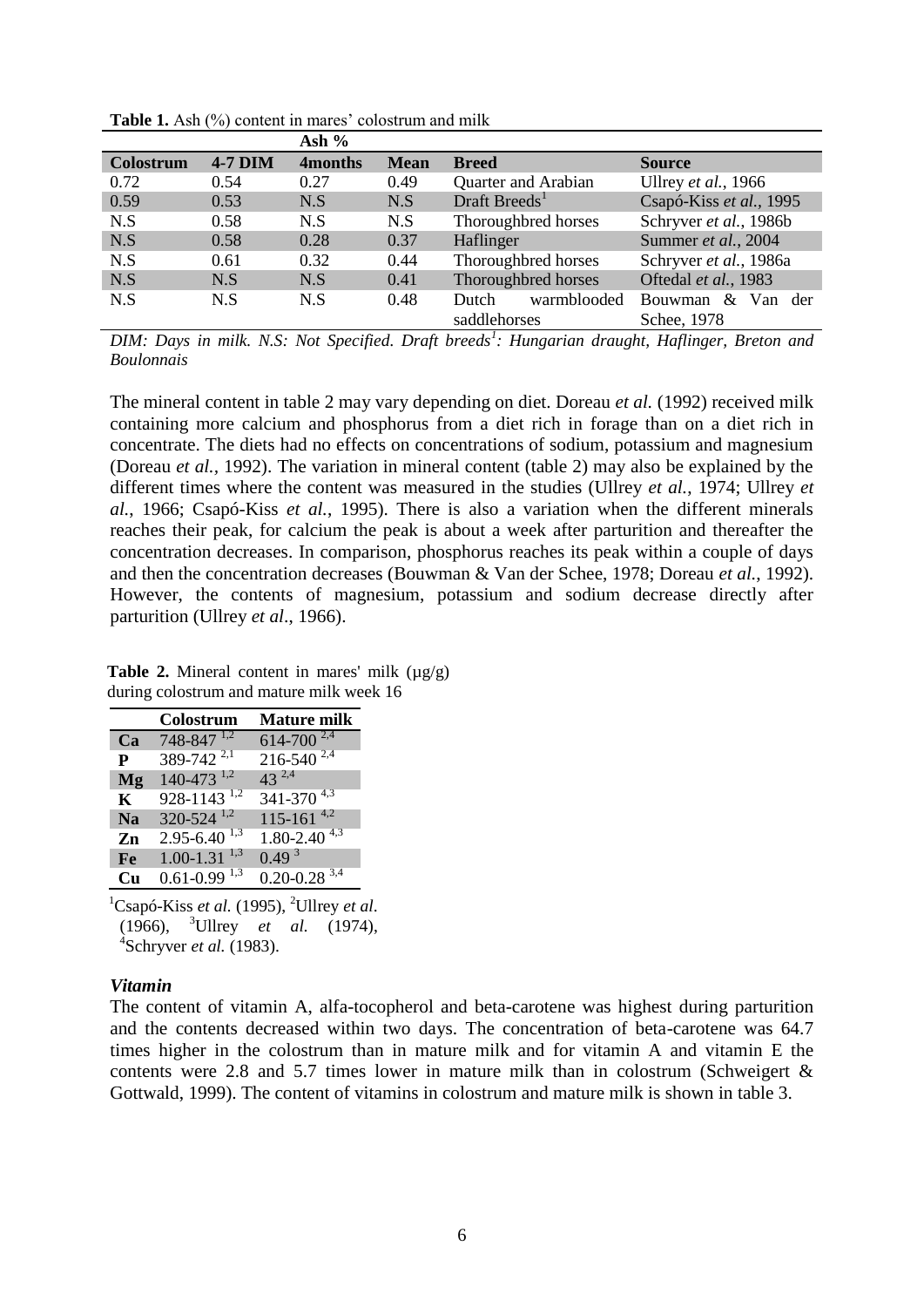**Table 1.** Ash (%) content in mares' colostrum and milk

| Ash % | | | | | |
|---|---|---|---|---|---|
| **Colostrum** | **4-7 DIM** | **4months** | **Mean** | **Breed** | **Source** |
| 0.72 | 0.54 | 0.27 | 0.49 | Quarter and Arabian | Ullrey *et al.*, 1966 |
| 0.59 | 0.53 | N.S | N.S | Draft Breeds[1] | Csapó-Kiss *et al.*, 1995 |
| N.S | 0.58 | N.S | N.S | Thoroughbred horses | Schryver *et al.*, 1986b |
| N.S | 0.58 | 0.28 | 0.37 | Haflinger | Summer *et al.*, 2004 |
| N.S | 0.61 | 0.32 | 0.44 | Thoroughbred horses | Schryver *et al.*, 1986a |
| N.S | N.S | N.S | 0.41 | Thoroughbred horses | Oftedal *et al.*, 1983 |
| N.S | N.S | N.S | 0.48 | Dutch warmblooded saddlehorses | Bouwman & Van der Schee, 1978 |

*DIM: Days in milk. N.S: Not Specified. Draft breeds[1]: Hungarian draught, Haflinger, Breton and Boulonnais*

The mineral content in table 2 may vary depending on diet. Doreau *et al.* (1992) received milk containing more calcium and phosphorus from a diet rich in forage than on a diet rich in concentrate. The diets had no effects on concentrations of sodium, potassium and magnesium (Doreau *et al.*, 1992). The variation in mineral content (table 2) may also be explained by the different times where the content was measured in the studies (Ullrey *et al.*, 1974; Ullrey *et al.*, 1966; Csapó-Kiss *et al.*, 1995). There is also a variation when the different minerals reaches their peak, for calcium the peak is about a week after parturition and thereafter the concentration decreases. In comparison, phosphorus reaches its peak within a couple of days and then the concentration decreases (Bouwman & Van der Schee, 1978; Doreau *et al.*, 1992). However, the contents of magnesium, potassium and sodium decrease directly after parturition (Ullrey *et al.*, 1966).

**Table 2.** Mineral content in mares' milk (µg/g) during colostrum and mature milk week 16

| | **Colostrum** | **Mature milk** |
|---|---|---|
| **Ca** | 748-847 [1,2] | 614-700 [2,4] |
| **P** | 389-742 [2,1] | 216-540 [2,4] |
| **Mg** | 140-473 [1,2] | 43 [2,4] |
| **K** | 928-1143 [1,2] | 341-370 [4,3] |
| **Na** | 320-524 [1,2] | 115-161 [4,2] |
| **Zn** | 2.95-6.40 [1,3] | 1.80-2.40 [4,3] |
| **Fe** | 1.00-1.31 [1,3] | 0.49 [3] |
| **Cu** | 0.61-0.99 [1,3] | 0.20-0.28 [3,4] |

[1]Csapó-Kiss *et al.* (1995), [2]Ullrey *et al.* (1966), [3]Ullrey *et al.* (1974), [4]Schryver *et al.* (1983).

### *Vitamin*

The content of vitamin A, alfa-tocopherol and beta-carotene was highest during parturition and the contents decreased within two days. The concentration of beta-carotene was 64.7 times higher in the colostrum than in mature milk and for vitamin A and vitamin E the contents were 2.8 and 5.7 times lower in mature milk than in colostrum (Schweigert & Gottwald, 1999). The content of vitamins in colostrum and mature milk is shown in table 3.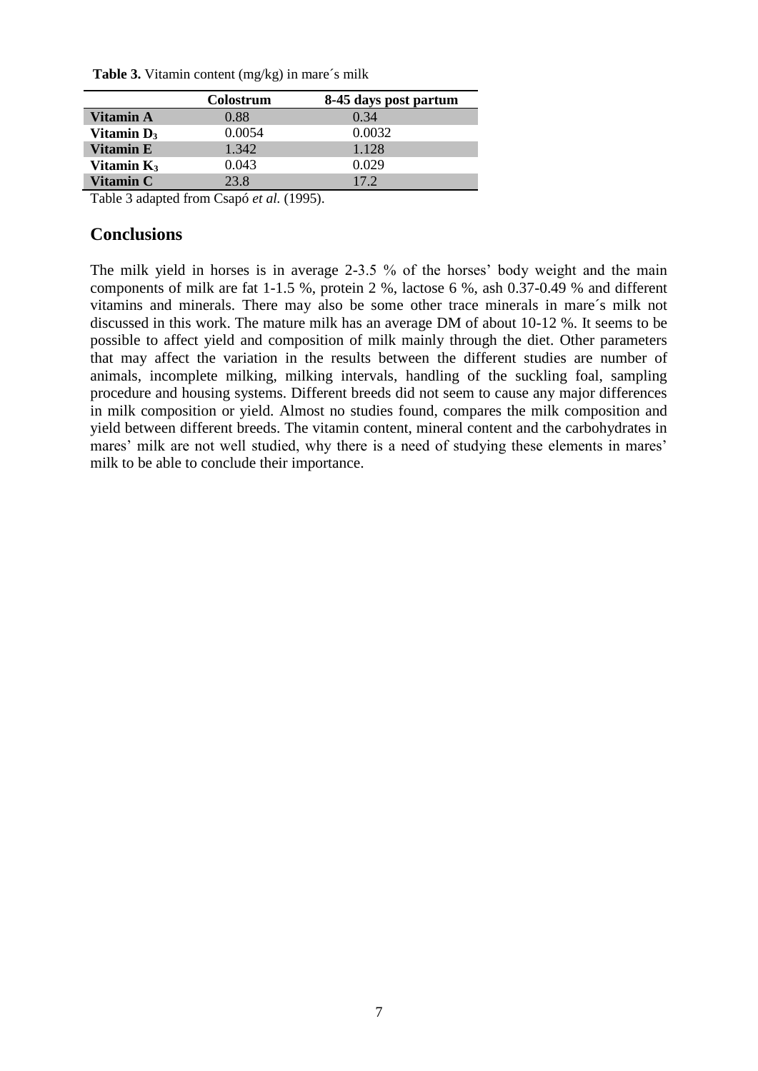**Table 3.** Vitamin content (mg/kg) in mare´s milk

| | Colostrum | 8-45 days post partum |
|---|---|---|
| **Vitamin A** | 0.88 | 0.34 |
| **Vitamin $D_3$** | 0.0054 | 0.0032 |
| **Vitamin E** | 1.342 | 1.128 |
| **Vitamin $K_3$** | 0.043 | 0.029 |
| **Vitamin C** | 23.8 | 17.2 |

Table 3 adapted from Csapó *et al.* (1995).

## Conclusions

The milk yield in horses is in average 2-3.5 % of the horses' body weight and the main components of milk are fat 1-1.5 %, protein 2 %, lactose 6 %, ash 0.37-0.49 % and different vitamins and minerals. There may also be some other trace minerals in mare´s milk not discussed in this work. The mature milk has an average DM of about 10-12 %. It seems to be possible to affect yield and composition of milk mainly through the diet. Other parameters that may affect the variation in the results between the different studies are number of animals, incomplete milking, milking intervals, handling of the suckling foal, sampling procedure and housing systems. Different breeds did not seem to cause any major differences in milk composition or yield. Almost no studies found, compares the milk composition and yield between different breeds. The vitamin content, mineral content and the carbohydrates in mares' milk are not well studied, why there is a need of studying these elements in mares' milk to be able to conclude their importance.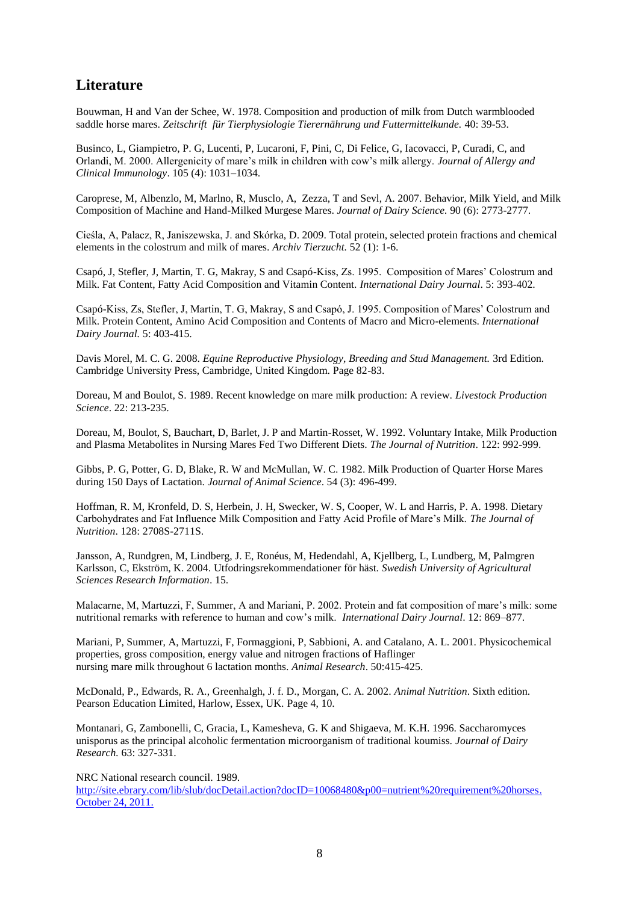## Literature

Bouwman, H and Van der Schee, W. 1978. Composition and production of milk from Dutch warmblooded saddle horse mares. *Zeitschrift für Tierphysiologie Tierernährung und Futtermittelkunde.* 40: 39-53.

Businco, L, Giampietro, P. G, Lucenti, P, Lucaroni, F, Pini, C, Di Felice, G, Iacovacci, P, Curadi, C, and Orlandi, M. 2000. Allergenicity of mare's milk in children with cow's milk allergy. *Journal of Allergy and Clinical Immunology*. 105 (4): 1031–1034.

Caroprese, M, Albenzlo, M, Marlno, R, Musclo, A, Zezza, T and Sevl, A. 2007. Behavior, Milk Yield, and Milk Composition of Machine and Hand-Milked Murgese Mares. *Journal of Dairy Science.* 90 (6): 2773-2777.

Cieśla, A, Palacz, R, Janiszewska, J. and Skórka, D. 2009. Total protein, selected protein fractions and chemical elements in the colostrum and milk of mares. *Archiv Tierzucht.* 52 (1): 1-6.

Csapó, J, Stefler, J, Martin, T. G, Makray, S and Csapó-Kiss, Zs. 1995. Composition of Mares' Colostrum and Milk. Fat Content, Fatty Acid Composition and Vitamin Content. *International Dairy Journal*. 5: 393-402.

Csapó-Kiss, Zs, Stefler, J, Martin, T. G, Makray, S and Csapó, J. 1995. Composition of Mares' Colostrum and Milk. Protein Content, Amino Acid Composition and Contents of Macro and Micro-elements. *International Dairy Journal.* 5: 403-415.

Davis Morel, M. C. G. 2008. *Equine Reproductive Physiology, Breeding and Stud Management.* 3rd Edition. Cambridge University Press, Cambridge, United Kingdom. Page 82-83.

Doreau, M and Boulot, S. 1989. Recent knowledge on mare milk production: A review. *Livestock Production Science*. 22: 213-235.

Doreau, M, Boulot, S, Bauchart, D, Barlet, J. P and Martin-Rosset, W. 1992. Voluntary Intake, Milk Production and Plasma Metabolites in Nursing Mares Fed Two Different Diets. *The Journal of Nutrition*. 122: 992-999.

Gibbs, P. G, Potter, G. D, Blake, R. W and McMullan, W. C. 1982. Milk Production of Quarter Horse Mares during 150 Days of Lactation. *Journal of Animal Science*. 54 (3): 496-499.

Hoffman, R. M, Kronfeld, D. S, Herbein, J. H, Swecker, W. S, Cooper, W. L and Harris, P. A. 1998. Dietary Carbohydrates and Fat Influence Milk Composition and Fatty Acid Profile of Mare's Milk. *The Journal of Nutrition*. 128: 2708S-2711S.

Jansson, A, Rundgren, M, Lindberg, J. E, Ronéus, M, Hedendahl, A, Kjellberg, L, Lundberg, M, Palmgren Karlsson, C, Ekström, K. 2004. Utfodringsrekommendationer för häst. *Swedish University of Agricultural Sciences Research Information*. 15.

Malacarne, M, Martuzzi, F, Summer, A and Mariani, P. 2002. Protein and fat composition of mare's milk: some nutritional remarks with reference to human and cow's milk. *International Dairy Journal*. 12: 869–877.

Mariani, P, Summer, A, Martuzzi, F, Formaggioni, P, Sabbioni, A. and Catalano, A. L. 2001. Physicochemical properties, gross composition, energy value and nitrogen fractions of Haflinger nursing mare milk throughout 6 lactation months. *Animal Research*. 50:415-425.

McDonald, P., Edwards, R. A., Greenhalgh, J. f. D., Morgan, C. A. 2002. *Animal Nutrition*. Sixth edition. Pearson Education Limited, Harlow, Essex, UK. Page 4, 10.

Montanari, G, Zambonelli, C, Gracia, L, Kamesheva, G. K and Shigaeva, M. K.H. 1996. Saccharomyces unisporus as the principal alcoholic fermentation microorganism of traditional koumiss. *Journal of Dairy Research.* 63: 327-331.

NRC National research council. 1989.
http://site.ebrary.com/lib/slub/docDetail.action?docID=10068480&p00=nutrient%20requirement%20horses. October 24, 2011.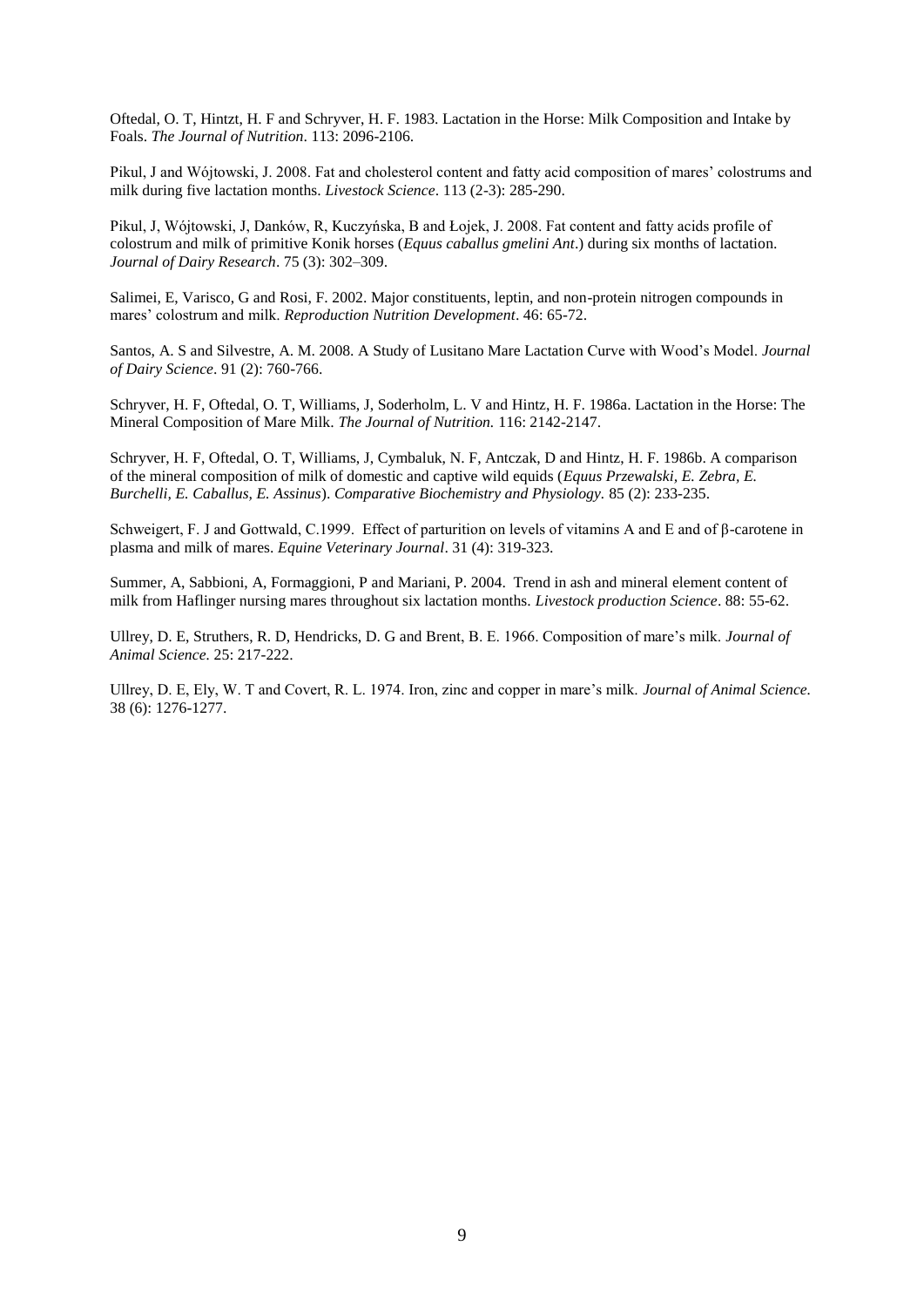Oftedal, O. T, Hintzt, H. F and Schryver, H. F. 1983. Lactation in the Horse: Milk Composition and Intake by Foals. *The Journal of Nutrition*. 113: 2096-2106.

Pikul, J and Wójtowski, J. 2008. Fat and cholesterol content and fatty acid composition of mares' colostrums and milk during five lactation months. *Livestock Science*. 113 (2-3): 285-290.

Pikul, J, Wójtowski, J, Danków, R, Kuczyńska, B and Łojek, J. 2008. Fat content and fatty acids profile of colostrum and milk of primitive Konik horses (*Equus caballus gmelini Ant*.) during six months of lactation. *Journal of Dairy Research*. 75 (3): 302–309.

Salimei, E, Varisco, G and Rosi, F. 2002. Major constituents, leptin, and non-protein nitrogen compounds in mares' colostrum and milk. *Reproduction Nutrition Development*. 46: 65-72.

Santos, A. S and Silvestre, A. M. 2008. A Study of Lusitano Mare Lactation Curve with Wood's Model. *Journal of Dairy Science*. 91 (2): 760-766.

Schryver, H. F, Oftedal, O. T, Williams, J, Soderholm, L. V and Hintz, H. F. 1986a. Lactation in the Horse: The Mineral Composition of Mare Milk. *The Journal of Nutrition.* 116: 2142-2147.

Schryver, H. F, Oftedal, O. T, Williams, J, Cymbaluk, N. F, Antczak, D and Hintz, H. F. 1986b. A comparison of the mineral composition of milk of domestic and captive wild equids (*Equus Przewalski, E. Zebra, E. Burchelli, E. Caballus, E. Assinus*). *Comparative Biochemistry and Physiology.* 85 (2): 233-235.

Schweigert, F. J and Gottwald, C.1999. Effect of parturition on levels of vitamins A and E and of β-carotene in plasma and milk of mares. *Equine Veterinary Journal*. 31 (4): 319-323.

Summer, A, Sabbioni, A, Formaggioni, P and Mariani, P. 2004. Trend in ash and mineral element content of milk from Haflinger nursing mares throughout six lactation months. *Livestock production Science*. 88: 55-62.

Ullrey, D. E, Struthers, R. D, Hendricks, D. G and Brent, B. E. 1966. Composition of mare's milk. *Journal of Animal Science.* 25: 217-222.

Ullrey, D. E, Ely, W. T and Covert, R. L. 1974. Iron, zinc and copper in mare's milk. *Journal of Animal Science.* 38 (6): 1276-1277.